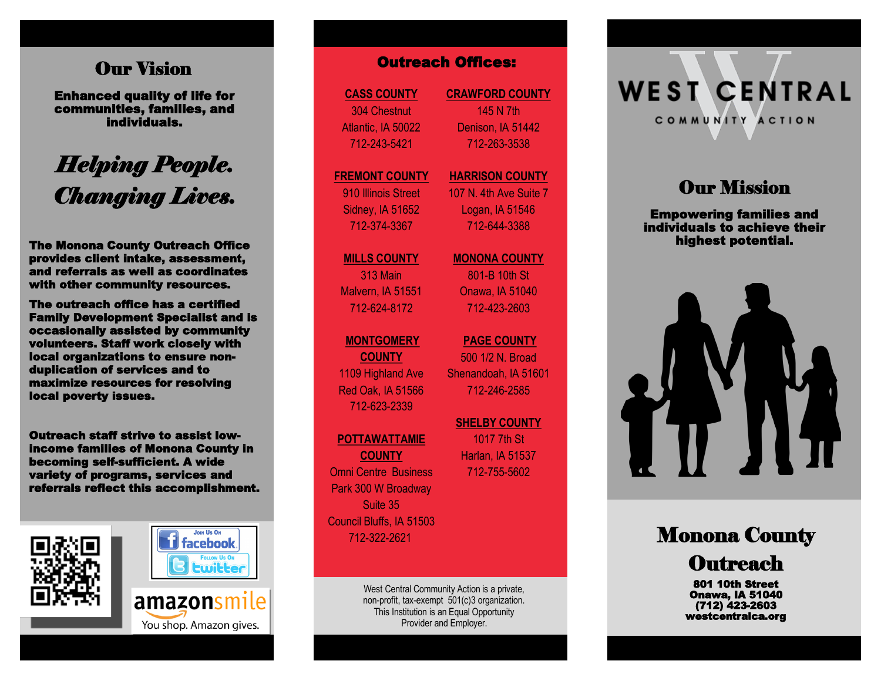## Our Vision

**Enhanced quality of life for communities, families, and individuals.**

***Helping People. Changing Lives.***

**The Monona County Outreach Office provides client intake, assessment, and referrals as well as coordinates with other community resources.**

**The outreach office has a certified Family Development Specialist and is occasionally assisted by community volunteers. Staff work closely with local organizations to ensure non-duplication of services and to maximize resources for resolving local poverty issues.**

**Outreach staff strive to assist low-income families of Monona County in becoming self-sufficient. A wide variety of programs, services and referrals reflect this accomplishment.**

Join Us On facebook

Follow Us On twitter

amazonsmile
You shop. Amazon gives.

## Outreach Offices:

**CASS COUNTY**
304 Chestnut
Atlantic, IA 50022
712-243-5421

**CRAWFORD COUNTY**
145 N 7th
Denison, IA 51442
712-263-3538

**FREMONT COUNTY**
910 Illinois Street
Sidney, IA 51652
712-374-3367

**HARRISON COUNTY**
107 N. 4th Ave Suite 7
Logan, IA 51546
712-644-3388

**MILLS COUNTY**
313 Main
Malvern, IA 51551
712-624-8172

**MONONA COUNTY**
801-B 10th St
Onawa, IA 51040
712-423-2603

**MONTGOMERY COUNTY**
1109 Highland Ave
Red Oak, IA 51566
712-623-2339

**PAGE COUNTY**
500 1/2 N. Broad
Shenandoah, IA 51601
712-246-2585

**POTTAWATTAMIE COUNTY**
Omni Centre Business Park 300 W Broadway
Suite 35
Council Bluffs, IA 51503
712-322-2621

**SHELBY COUNTY**
1017 7th St
Harlan, IA 51537
712-755-5602

West Central Community Action is a private, non-profit, tax-exempt 501(c)3 organization. This Institution is an Equal Opportunity Provider and Employer.

# WEST CENTRAL
COMMUNITY ACTION

## Our Mission

**Empowering families and individuals to achieve their highest potential.**

# Monona County Outreach

**801 10th Street**
**Onawa, IA 51040**
**(712) 423-2603**
**westcentralca.org**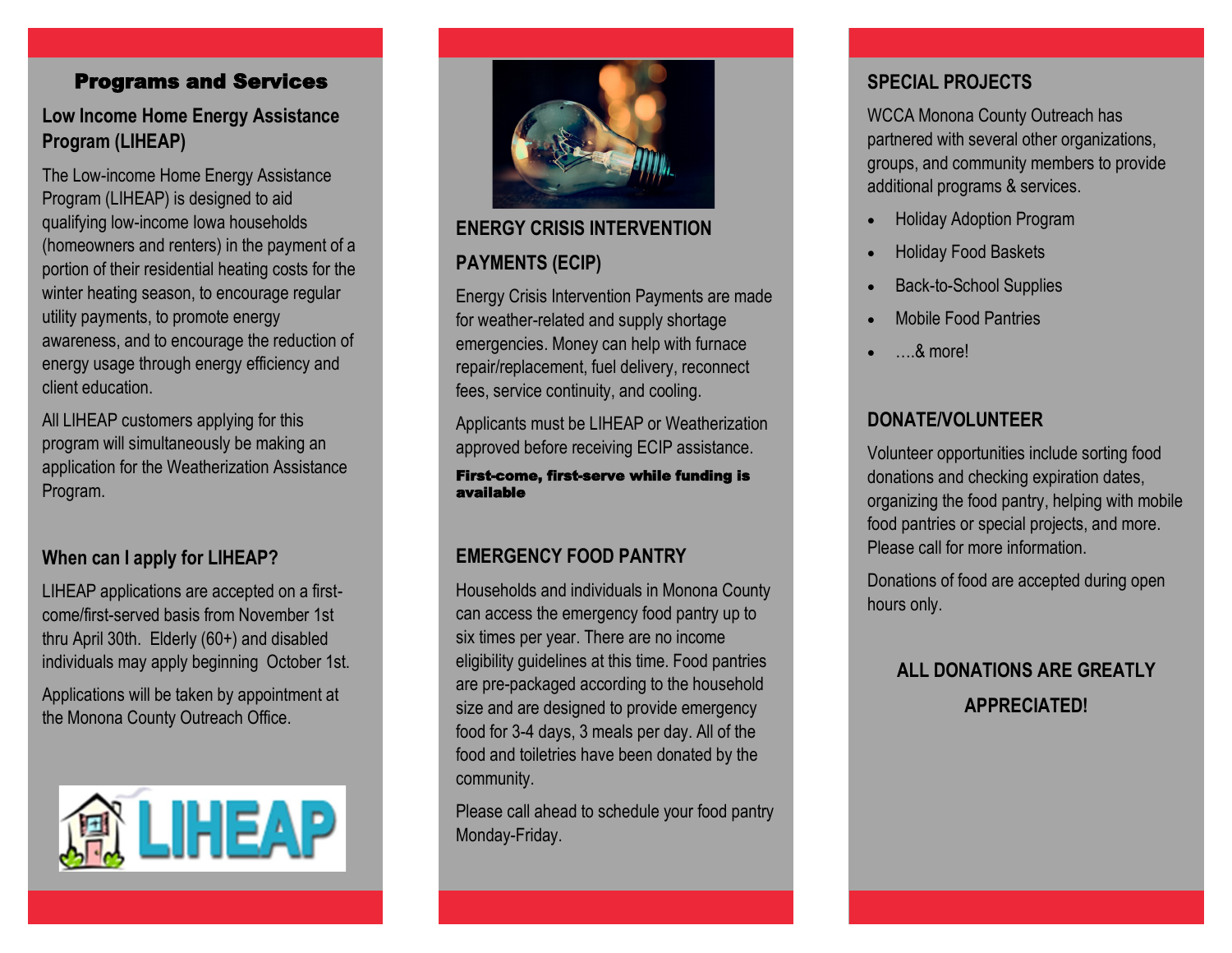## Programs and Services

### Low Income Home Energy Assistance Program (LIHEAP)

The Low-income Home Energy Assistance Program (LIHEAP) is designed to aid qualifying low-income Iowa households (homeowners and renters) in the payment of a portion of their residential heating costs for the winter heating season, to encourage regular utility payments, to promote energy awareness, and to encourage the reduction of energy usage through energy efficiency and client education.

All LIHEAP customers applying for this program will simultaneously be making an application for the Weatherization Assistance Program.

### When can I apply for LIHEAP?

LIHEAP applications are accepted on a first-come/first-served basis from November 1st thru April 30th. Elderly (60+) and disabled individuals may apply beginning October 1st.

Applications will be taken by appointment at the Monona County Outreach Office.

### ENERGY CRISIS INTERVENTION PAYMENTS (ECIP)

Energy Crisis Intervention Payments are made for weather-related and supply shortage emergencies. Money can help with furnace repair/replacement, fuel delivery, reconnect fees, service continuity, and cooling.

Applicants must be LIHEAP or Weatherization approved before receiving ECIP assistance.

**First-come, first-serve while funding is available**

### EMERGENCY FOOD PANTRY

Households and individuals in Monona County can access the emergency food pantry up to six times per year. There are no income eligibility guidelines at this time. Food pantries are pre-packaged according to the household size and are designed to provide emergency food for 3-4 days, 3 meals per day. All of the food and toiletries have been donated by the community.

Please call ahead to schedule your food pantry Monday-Friday.

### SPECIAL PROJECTS

WCCA Monona County Outreach has partnered with several other organizations, groups, and community members to provide additional programs & services.

- Holiday Adoption Program
- Holiday Food Baskets
- Back-to-School Supplies
- Mobile Food Pantries
- ….& more!

### DONATE/VOLUNTEER

Volunteer opportunities include sorting food donations and checking expiration dates, organizing the food pantry, helping with mobile food pantries or special projects, and more. Please call for more information.

Donations of food are accepted during open hours only.

**ALL DONATIONS ARE GREATLY APPRECIATED!**